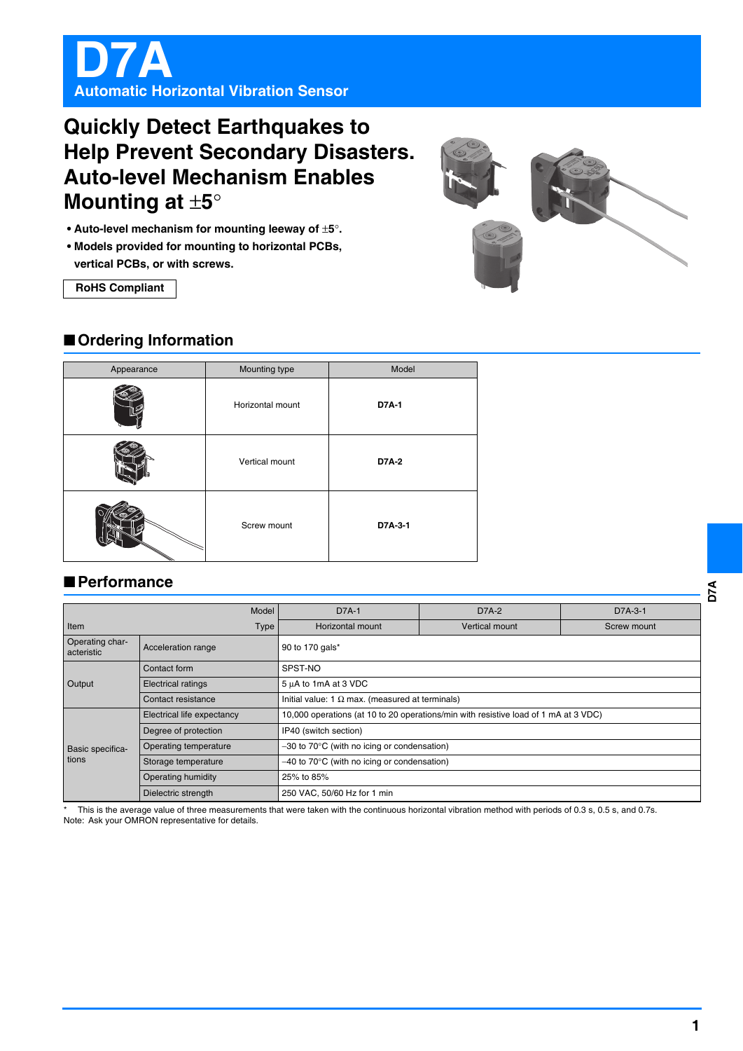# D7A

**Automatic Horizontal Vibration Sensor**

## Quickly Detect Earthquakes to Help Prevent Secondary Disasters. Auto-level Mechanism Enables Mounting at ±5°

- **Auto-level mechanism for mounting leeway of ±5°.**
- **Models provided for mounting to horizontal PCBs, vertical PCBs, or with screws.**

**RoHS Compliant**

## ■ Ordering Information

| Appearance | Mounting type | Model |
|---|---|---|
| | Horizontal mount | **D7A-1** |
| | Vertical mount | **D7A-2** |
| | Screw mount | **D7A-3-1** |

## ■ Performance

| Item | | Model / Type | D7A-1 | D7A-2 | D7A-3-1 |
|---|---|---|---|---|---|
| | | Type | Horizontal mount | Vertical mount | Screw mount |
| Operating characteristic | Acceleration range | | 90 to 170 gals* | | |
| Output | Contact form | | SPST-NO | | |
| | Electrical ratings | | 5 µA to 1mA at 3 VDC | | |
| | Contact resistance | | Initial value: 1 Ω max. (measured at terminals) | | |
| Basic specifications | Electrical life expectancy | | 10,000 operations (at 10 to 20 operations/min with resistive load of 1 mA at 3 VDC) | | |
| | Degree of protection | | IP40 (switch section) | | |
| | Operating temperature | | −30 to 70°C (with no icing or condensation) | | |
| | Storage temperature | | −40 to 70°C (with no icing or condensation) | | |
| | Operating humidity | | 25% to 85% | | |
| | Dielectric strength | | 250 VAC, 50/60 Hz for 1 min | | |

\* This is the average value of three measurements that were taken with the continuous horizontal vibration method with periods of 0.3 s, 0.5 s, and 0.7s.

Note: Ask your OMRON representative for details.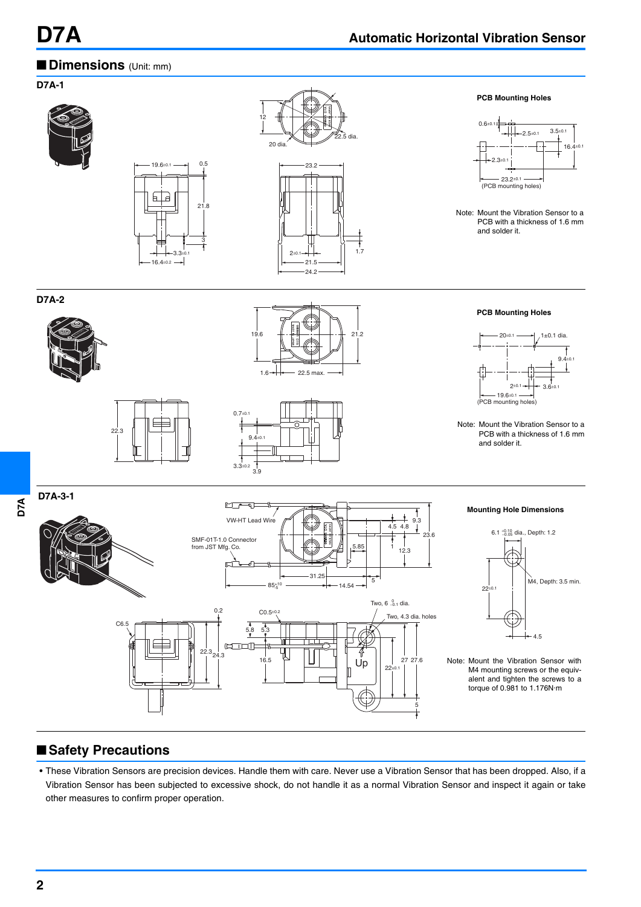## ■ Dimensions (Unit: mm)

### D7A-1

**PCB Mounting Holes**

Note: Mount the Vibration Sensor to a PCB with a thickness of 1.6 mm and solder it.

### D7A-2

**PCB Mounting Holes**

Note: Mount the Vibration Sensor to a PCB with a thickness of 1.6 mm and solder it.

### D7A-3-1

**Mounting Hole Dimensions**

Note: Mount the Vibration Sensor with M4 mounting screws or the equivalent and tighten the screws to a torque of 0.981 to 1.176N·m

## ■ Safety Precautions

- These Vibration Sensors are precision devices. Handle them with care. Never use a Vibration Sensor that has been dropped. Also, if a Vibration Sensor has been subjected to excessive shock, do not handle it as a normal Vibration Sensor and inspect it again or take other measures to confirm proper operation.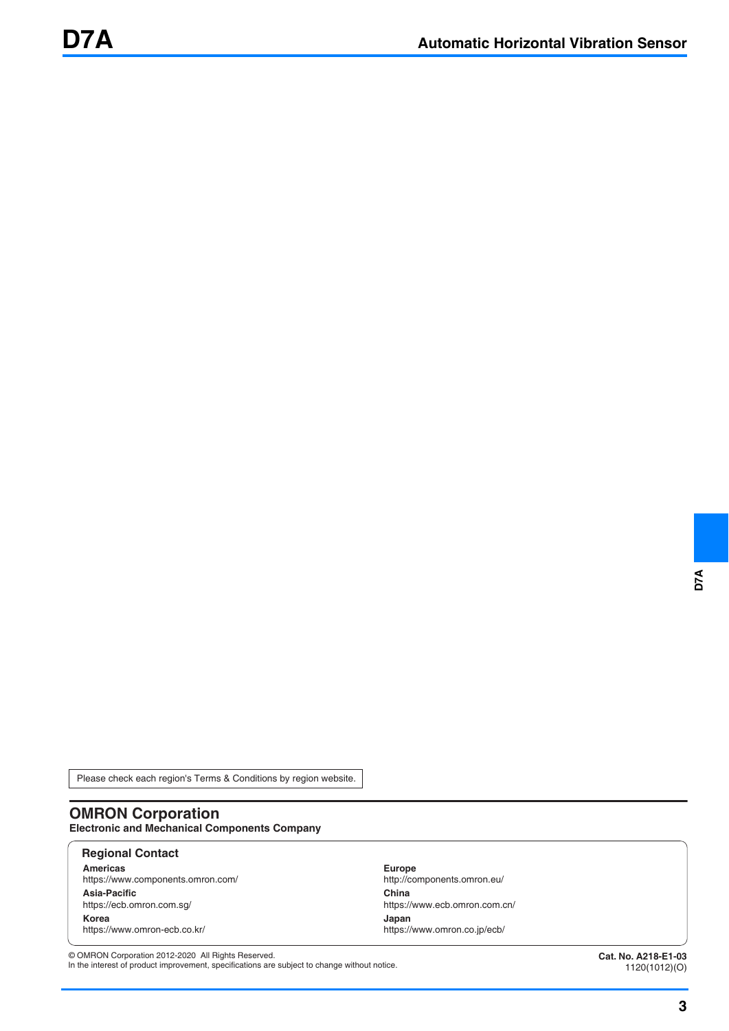Please check each region's Terms & Conditions by region website.

## OMRON Corporation

**Electronic and Mechanical Components Company**

### Regional Contact

**Americas**
https://www.components.omron.com/

**Asia-Pacific**
https://ecb.omron.com.sg/

**Korea**
https://www.omron-ecb.co.kr/

**Europe**
http://components.omron.eu/

**China**
https://www.ecb.omron.com.cn/

**Japan**
https://www.omron.co.jp/ecb/

© OMRON Corporation 2012-2020 All Rights Reserved.
In the interest of product improvement, specifications are subject to change without notice.

**Cat. No. A218-E1-03**
1120(1012)(O)